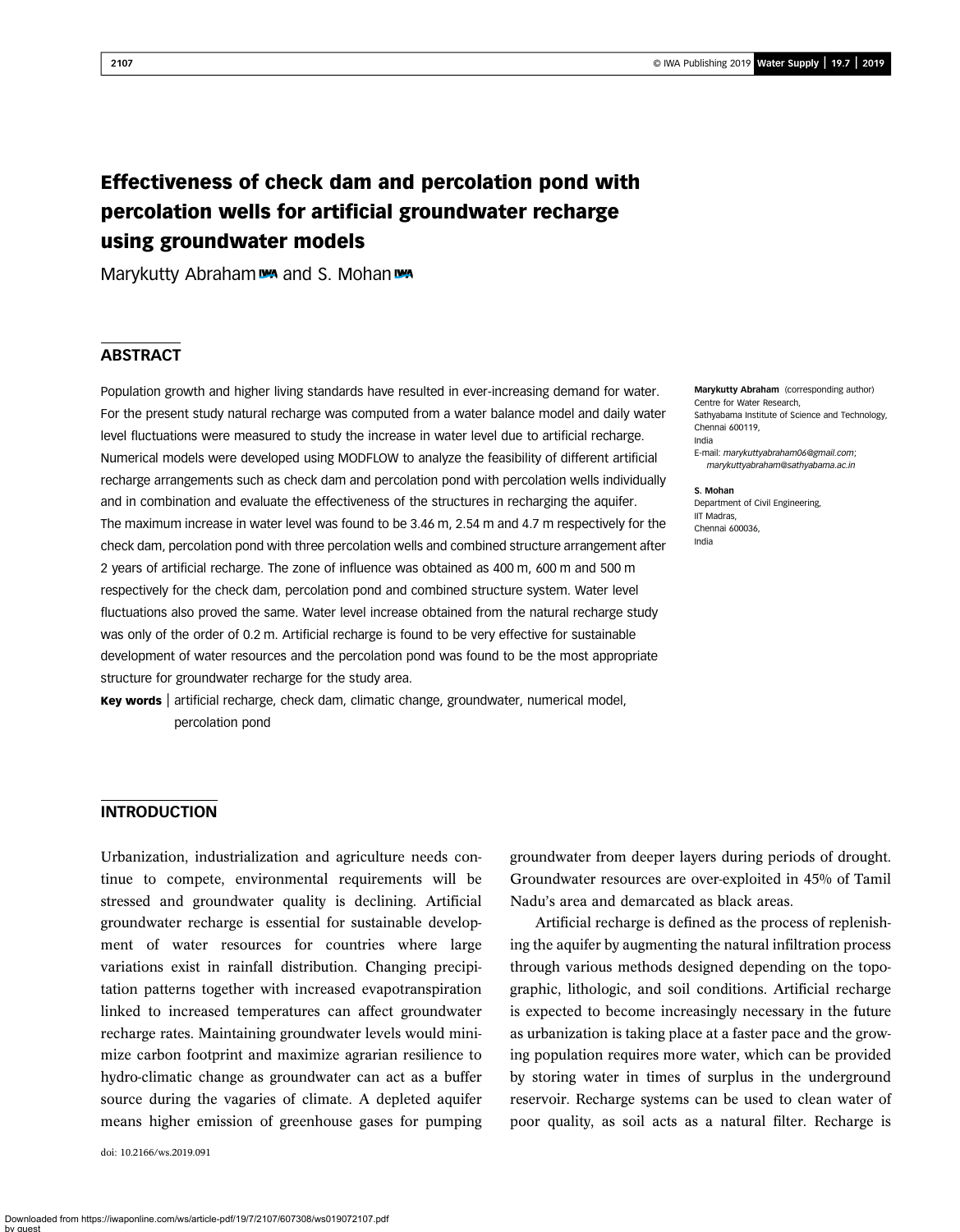# Effectiveness of check dam and percolation pond with percolation wells for artificial groundwater recharge using groundwater models

Marykutty Abraham and S. Mohan

## ABSTRACT

Population growth and higher living standards have resulted in ever-increasing demand for water. For the present study natural recharge was computed from a water balance model and daily water level fluctuations were measured to study the increase in water level due to artificial recharge. Numerical models were developed using MODFLOW to analyze the feasibility of different artificial recharge arrangements such as check dam and percolation pond with percolation wells individually and in combination and evaluate the effectiveness of the structures in recharging the aquifer. The maximum increase in water level was found to be 3.46 m, 2.54 m and 4.7 m respectively for the check dam, percolation pond with three percolation wells and combined structure arrangement after 2 years of artificial recharge. The zone of influence was obtained as 400 m, 600 m and 500 m respectively for the check dam, percolation pond and combined structure system. Water level fluctuations also proved the same. Water level increase obtained from the natural recharge study was only of the order of 0.2 m. Artificial recharge is found to be very effective for sustainable development of water resources and the percolation pond was found to be the most appropriate structure for groundwater recharge for the study area.

**Key words** | artificial recharge, check dam, climatic change, groundwater, numerical model, percolation pond

**Marykutty Abraham** (corresponding author)
Centre for Water Research,
Sathyabama Institute of Science and Technology,
Chennai 600119,
India
E-mail: *marykuttyabraham06@gmail.com*; *marykuttyabraham@sathyabama.ac.in*

**S. Mohan**
Department of Civil Engineering,
IIT Madras,
Chennai 600036,
India

## INTRODUCTION

Urbanization, industrialization and agriculture needs continue to compete, environmental requirements will be stressed and groundwater quality is declining. Artificial groundwater recharge is essential for sustainable development of water resources for countries where large variations exist in rainfall distribution. Changing precipitation patterns together with increased evapotranspiration linked to increased temperatures can affect groundwater recharge rates. Maintaining groundwater levels would minimize carbon footprint and maximize agrarian resilience to hydro-climatic change as groundwater can act as a buffer source during the vagaries of climate. A depleted aquifer means higher emission of greenhouse gases for pumping groundwater from deeper layers during periods of drought. Groundwater resources are over-exploited in 45% of Tamil Nadu's area and demarcated as black areas.

Artificial recharge is defined as the process of replenishing the aquifer by augmenting the natural infiltration process through various methods designed depending on the topographic, lithologic, and soil conditions. Artificial recharge is expected to become increasingly necessary in the future as urbanization is taking place at a faster pace and the growing population requires more water, which can be provided by storing water in times of surplus in the underground reservoir. Recharge systems can be used to clean water of poor quality, as soil acts as a natural filter. Recharge is

doi: 10.2166/ws.2019.091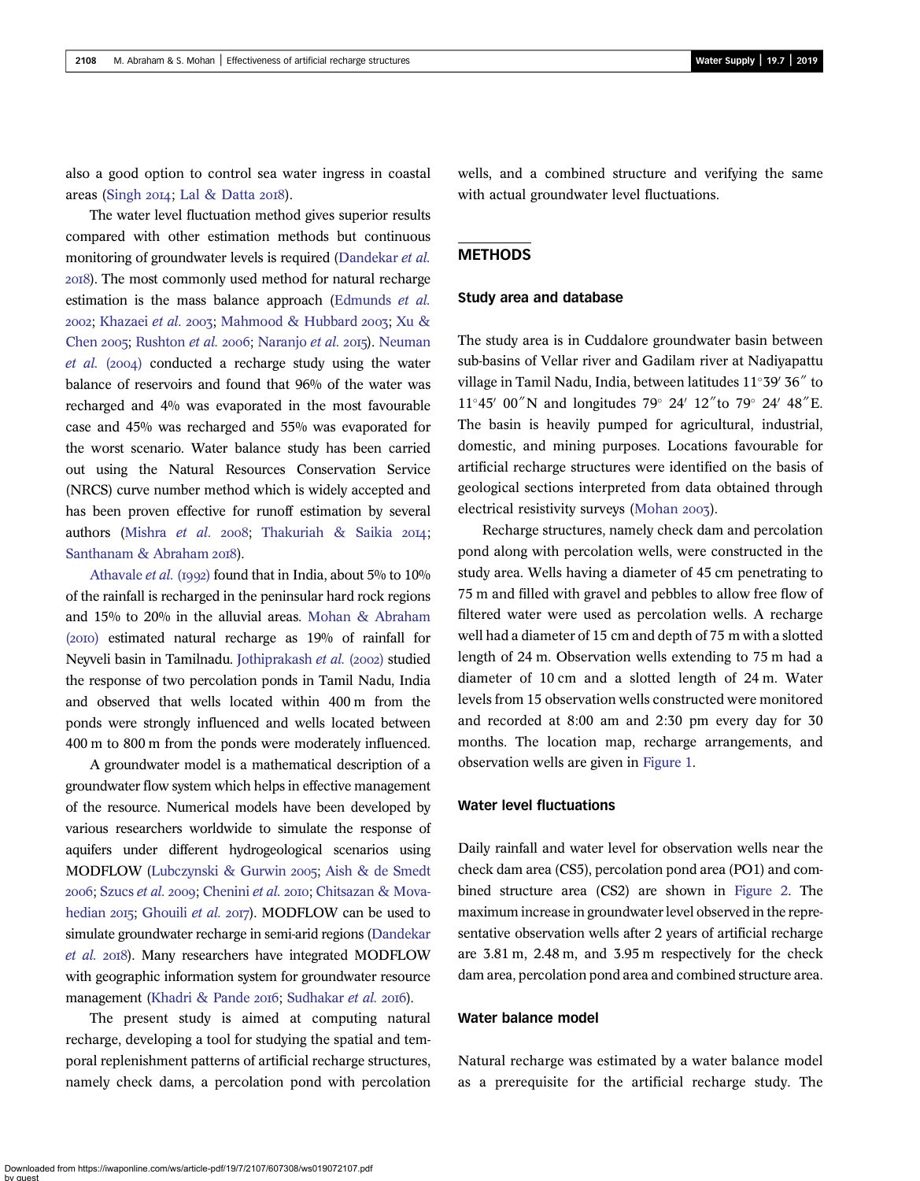also a good option to control sea water ingress in coastal areas (Singh 2014; Lal & Datta 2018).

The water level fluctuation method gives superior results compared with other estimation methods but continuous monitoring of groundwater levels is required (Dandekar *et al.* 2018). The most commonly used method for natural recharge estimation is the mass balance approach (Edmunds *et al.* 2002; Khazaei *et al.* 2003; Mahmood & Hubbard 2003; Xu & Chen 2005; Rushton *et al.* 2006; Naranjo *et al.* 2015). Neuman *et al.* (2004) conducted a recharge study using the water balance of reservoirs and found that 96% of the water was recharged and 4% was evaporated in the most favourable case and 45% was recharged and 55% was evaporated for the worst scenario. Water balance study has been carried out using the Natural Resources Conservation Service (NRCS) curve number method which is widely accepted and has been proven effective for runoff estimation by several authors (Mishra *et al.* 2008; Thakuriah & Saikia 2014; Santhanam & Abraham 2018).

Athavale *et al.* (1992) found that in India, about 5% to 10% of the rainfall is recharged in the peninsular hard rock regions and 15% to 20% in the alluvial areas. Mohan & Abraham (2010) estimated natural recharge as 19% of rainfall for Neyveli basin in Tamilnadu. Jothiprakash *et al.* (2002) studied the response of two percolation ponds in Tamil Nadu, India and observed that wells located within 400 m from the ponds were strongly influenced and wells located between 400 m to 800 m from the ponds were moderately influenced.

A groundwater model is a mathematical description of a groundwater flow system which helps in effective management of the resource. Numerical models have been developed by various researchers worldwide to simulate the response of aquifers under different hydrogeological scenarios using MODFLOW (Lubczynski & Gurwin 2005; Aish & de Smedt 2006; Szucs *et al.* 2009; Chenini *et al.* 2010; Chitsazan & Movahedian 2015; Ghouili *et al.* 2017). MODFLOW can be used to simulate groundwater recharge in semi-arid regions (Dandekar *et al.* 2018). Many researchers have integrated MODFLOW with geographic information system for groundwater resource management (Khadri & Pande 2016; Sudhakar *et al.* 2016).

The present study is aimed at computing natural recharge, developing a tool for studying the spatial and temporal replenishment patterns of artificial recharge structures, namely check dams, a percolation pond with percolation wells, and a combined structure and verifying the same with actual groundwater level fluctuations.

## METHODS

### Study area and database

The study area is in Cuddalore groundwater basin between sub-basins of Vellar river and Gadilam river at Nadiyapattu village in Tamil Nadu, India, between latitudes 11°39′ 36″ to 11°45′ 00″N and longitudes 79° 24′ 12″to 79° 24′ 48″E. The basin is heavily pumped for agricultural, industrial, domestic, and mining purposes. Locations favourable for artificial recharge structures were identified on the basis of geological sections interpreted from data obtained through electrical resistivity surveys (Mohan 2003).

Recharge structures, namely check dam and percolation pond along with percolation wells, were constructed in the study area. Wells having a diameter of 45 cm penetrating to 75 m and filled with gravel and pebbles to allow free flow of filtered water were used as percolation wells. A recharge well had a diameter of 15 cm and depth of 75 m with a slotted length of 24 m. Observation wells extending to 75 m had a diameter of 10 cm and a slotted length of 24 m. Water levels from 15 observation wells constructed were monitored and recorded at 8:00 am and 2:30 pm every day for 30 months. The location map, recharge arrangements, and observation wells are given in Figure 1.

### Water level fluctuations

Daily rainfall and water level for observation wells near the check dam area (CS5), percolation pond area (PO1) and combined structure area (CS2) are shown in Figure 2. The maximum increase in groundwater level observed in the representative observation wells after 2 years of artificial recharge are 3.81 m, 2.48 m, and 3.95 m respectively for the check dam area, percolation pond area and combined structure area.

### Water balance model

Natural recharge was estimated by a water balance model as a prerequisite for the artificial recharge study. The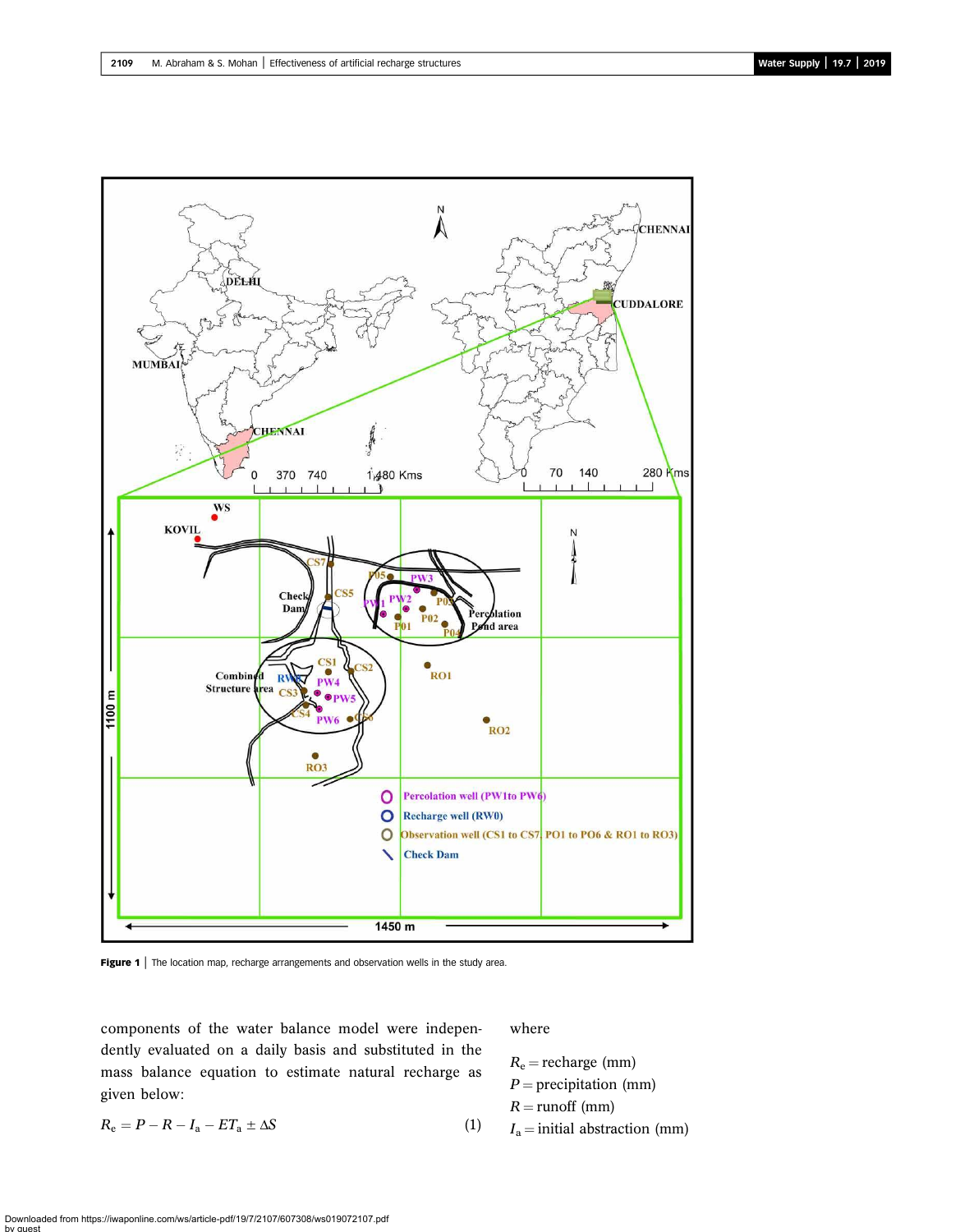Figure 1 | The location map, recharge arrangements and observation wells in the study area.

components of the water balance model were independently evaluated on a daily basis and substituted in the mass balance equation to estimate natural recharge as given below:

$$R_e = P - R - I_a - ET_a \pm \Delta S \quad (1)$$

where

$R_e$ = recharge (mm)
$P$ = precipitation (mm)
$R$ = runoff (mm)
$I_a$ = initial abstraction (mm)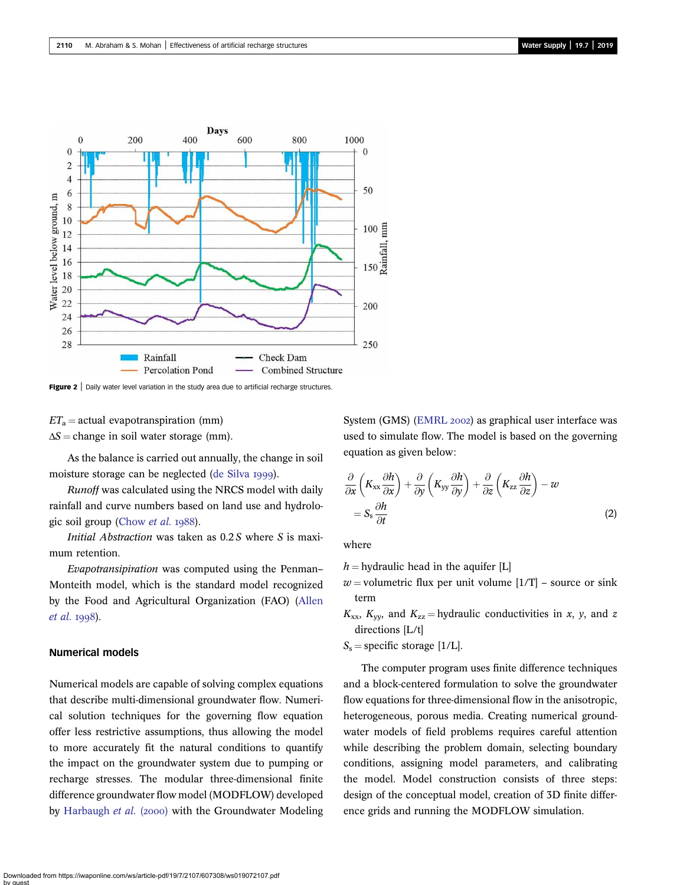Days

0 200 400 600 800 1000

Water level below ground, m

0 2 4 6 8 10 12 14 16 18 20 22 24 26 28

Rainfall, mm

0 50 100 150 200 250

Rainfall

Percolation Pond

Check Dam

Combined Structure

**Figure 2** | Daily water level variation in the study area due to artificial recharge structures.

$ET_a$ = actual evapotranspiration (mm)
$\Delta S$ = change in soil water storage (mm).

As the balance is carried out annually, the change in soil moisture storage can be neglected (de Silva 1999).

*Runoff* was calculated using the NRCS model with daily rainfall and curve numbers based on land use and hydrologic soil group (Chow *et al.* 1988).

*Initial Abstraction* was taken as 0.2 $S$ where $S$ is maximum retention.

*Evapotransipiration* was computed using the Penman–Monteith model, which is the standard model recognized by the Food and Agricultural Organization (FAO) (Allen *et al.* 1998).

### Numerical models

Numerical models are capable of solving complex equations that describe multi-dimensional groundwater flow. Numerical solution techniques for the governing flow equation offer less restrictive assumptions, thus allowing the model to more accurately fit the natural conditions to quantify the impact on the groundwater system due to pumping or recharge stresses. The modular three-dimensional finite difference groundwater flow model (MODFLOW) developed by Harbaugh *et al.* (2000) with the Groundwater Modeling System (GMS) (EMRL 2002) as graphical user interface was used to simulate flow. The model is based on the governing equation as given below:

$$\frac{\partial}{\partial x}\left(K_{xx}\frac{\partial h}{\partial x}\right) + \frac{\partial}{\partial y}\left(K_{yy}\frac{\partial h}{\partial y}\right) + \frac{\partial}{\partial z}\left(K_{zz}\frac{\partial h}{\partial z}\right) - w = S_s\frac{\partial h}{\partial t} \tag{2}$$

where

$h$ = hydraulic head in the aquifer [L]
$w$ = volumetric flux per unit volume [1/T] – source or sink term
$K_{xx}$, $K_{yy}$, and $K_{zz}$ = hydraulic conductivities in $x$, $y$, and $z$ directions [L/t]
$S_s$ = specific storage [1/L].

The computer program uses finite difference techniques and a block-centered formulation to solve the groundwater flow equations for three-dimensional flow in the anisotropic, heterogeneous, porous media. Creating numerical groundwater models of field problems requires careful attention while describing the problem domain, selecting boundary conditions, assigning model parameters, and calibrating the model. Model construction consists of three steps: design of the conceptual model, creation of 3D finite difference grids and running the MODFLOW simulation.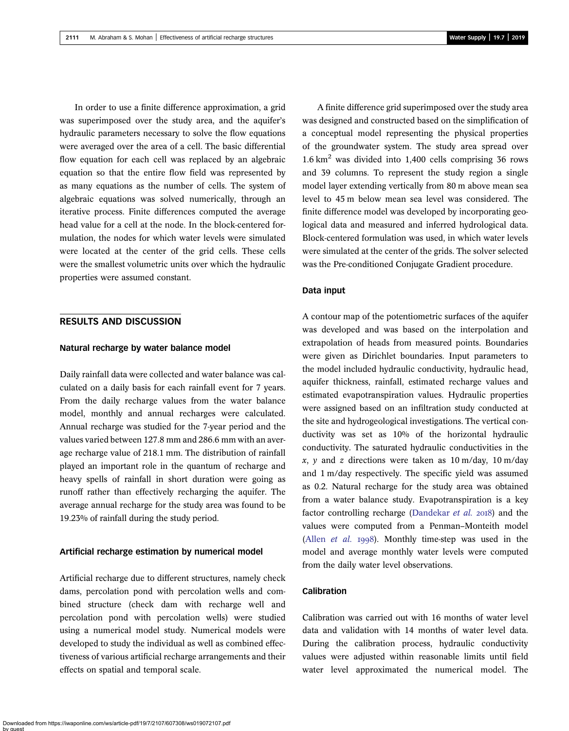In order to use a finite difference approximation, a grid was superimposed over the study area, and the aquifer's hydraulic parameters necessary to solve the flow equations were averaged over the area of a cell. The basic differential flow equation for each cell was replaced by an algebraic equation so that the entire flow field was represented by as many equations as the number of cells. The system of algebraic equations was solved numerically, through an iterative process. Finite differences computed the average head value for a cell at the node. In the block-centered formulation, the nodes for which water levels were simulated were located at the center of the grid cells. These cells were the smallest volumetric units over which the hydraulic properties were assumed constant.

## RESULTS AND DISCUSSION

### Natural recharge by water balance model

Daily rainfall data were collected and water balance was calculated on a daily basis for each rainfall event for 7 years. From the daily recharge values from the water balance model, monthly and annual recharges were calculated. Annual recharge was studied for the 7-year period and the values varied between 127.8 mm and 286.6 mm with an average recharge value of 218.1 mm. The distribution of rainfall played an important role in the quantum of recharge and heavy spells of rainfall in short duration were going as runoff rather than effectively recharging the aquifer. The average annual recharge for the study area was found to be 19.23% of rainfall during the study period.

### Artificial recharge estimation by numerical model

Artificial recharge due to different structures, namely check dams, percolation pond with percolation wells and combined structure (check dam with recharge well and percolation pond with percolation wells) were studied using a numerical model study. Numerical models were developed to study the individual as well as combined effectiveness of various artificial recharge arrangements and their effects on spatial and temporal scale.

A finite difference grid superimposed over the study area was designed and constructed based on the simplification of a conceptual model representing the physical properties of the groundwater system. The study area spread over 1.6 $km^2$ was divided into 1,400 cells comprising 36 rows and 39 columns. To represent the study region a single model layer extending vertically from 80 m above mean sea level to 45 m below mean sea level was considered. The finite difference model was developed by incorporating geological data and measured and inferred hydrological data. Block-centered formulation was used, in which water levels were simulated at the center of the grids. The solver selected was the Pre-conditioned Conjugate Gradient procedure.

### Data input

A contour map of the potentiometric surfaces of the aquifer was developed and was based on the interpolation and extrapolation of heads from measured points. Boundaries were given as Dirichlet boundaries. Input parameters to the model included hydraulic conductivity, hydraulic head, aquifer thickness, rainfall, estimated recharge values and estimated evapotranspiration values. Hydraulic properties were assigned based on an infiltration study conducted at the site and hydrogeological investigations. The vertical conductivity was set as 10% of the horizontal hydraulic conductivity. The saturated hydraulic conductivities in the $x$, $y$ and $z$ directions were taken as 10 m/day, 10 m/day and 1 m/day respectively. The specific yield was assumed as 0.2. Natural recharge for the study area was obtained from a water balance study. Evapotranspiration is a key factor controlling recharge (Dandekar *et al.* 2018) and the values were computed from a Penman–Monteith model (Allen *et al.* 1998). Monthly time-step was used in the model and average monthly water levels were computed from the daily water level observations.

### Calibration

Calibration was carried out with 16 months of water level data and validation with 14 months of water level data. During the calibration process, hydraulic conductivity values were adjusted within reasonable limits until field water level approximated the numerical model. The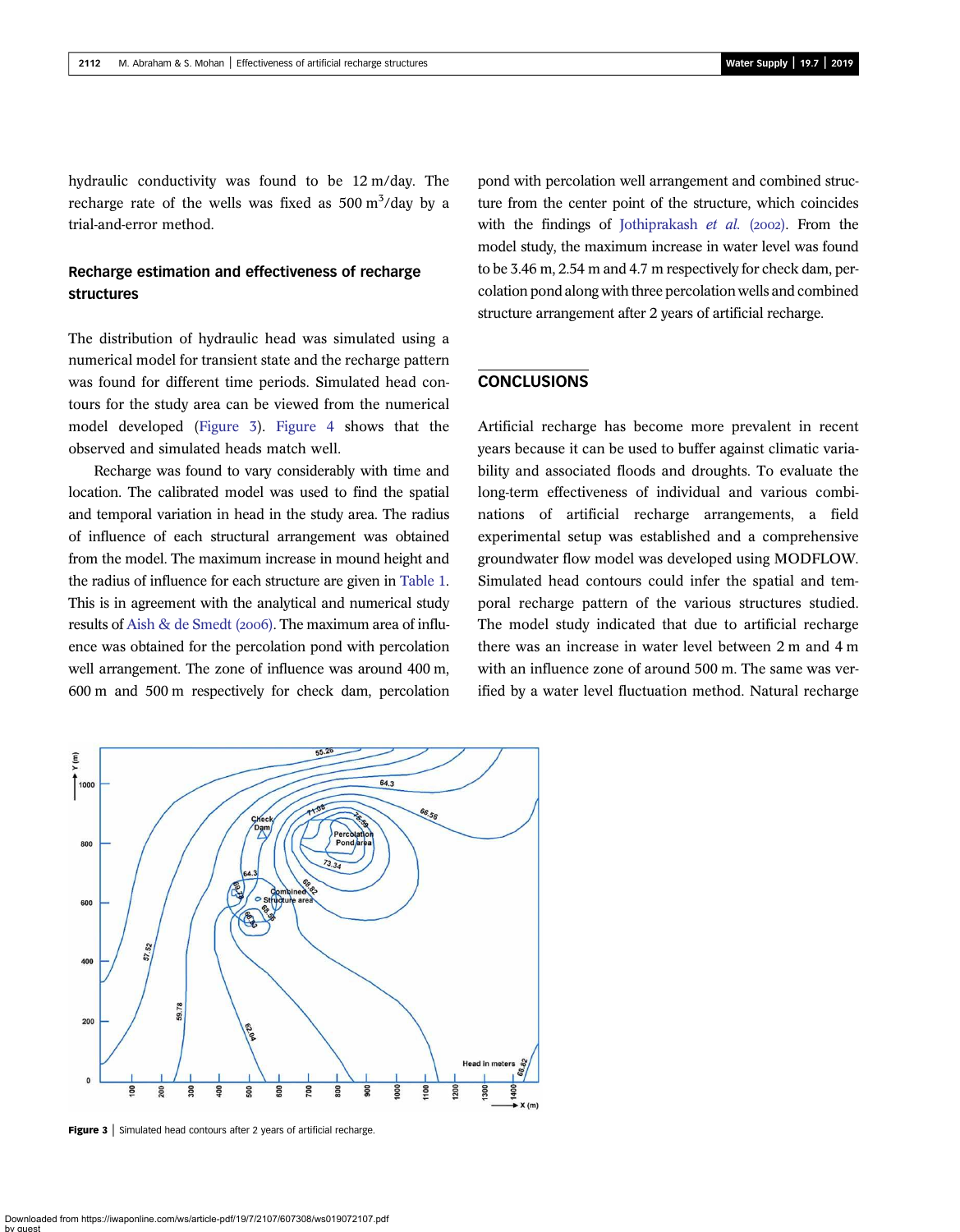hydraulic conductivity was found to be 12 m/day. The recharge rate of the wells was fixed as 500 $m^3$/day by a trial-and-error method.

### Recharge estimation and effectiveness of recharge structures

The distribution of hydraulic head was simulated using a numerical model for transient state and the recharge pattern was found for different time periods. Simulated head contours for the study area can be viewed from the numerical model developed (Figure 3). Figure 4 shows that the observed and simulated heads match well.

Recharge was found to vary considerably with time and location. The calibrated model was used to find the spatial and temporal variation in head in the study area. The radius of influence of each structural arrangement was obtained from the model. The maximum increase in mound height and the radius of influence for each structure are given in Table 1. This is in agreement with the analytical and numerical study results of Aish & de Smedt (2006). The maximum area of influence was obtained for the percolation pond with percolation well arrangement. The zone of influence was around 400 m, 600 m and 500 m respectively for check dam, percolation pond with percolation well arrangement and combined structure from the center point of the structure, which coincides with the findings of Jothiprakash *et al.* (2002). From the model study, the maximum increase in water level was found to be 3.46 m, 2.54 m and 4.7 m respectively for check dam, percolation pond along with three percolation wells and combined structure arrangement after 2 years of artificial recharge.

## CONCLUSIONS

Artificial recharge has become more prevalent in recent years because it can be used to buffer against climatic variability and associated floods and droughts. To evaluate the long-term effectiveness of individual and various combinations of artificial recharge arrangements, a field experimental setup was established and a comprehensive groundwater flow model was developed using MODFLOW. Simulated head contours could infer the spatial and temporal recharge pattern of the various structures studied. The model study indicated that due to artificial recharge there was an increase in water level between 2 m and 4 m with an influence zone of around 500 m. The same was verified by a water level fluctuation method. Natural recharge

Y (m)
1000
800
600
400
200
0
100 200 300 400 500 600 700 800 900 1000 1100 1200 1300 1400
X (m)
55.26
64.3
66.56
71.08
75.6
Check Dam
Percolation Pond area
73.34
64.3
68.82
Combined Structure area
57.52
59.78
62.04
Head in meters
68.82

**Figure 3** | Simulated head contours after 2 years of artificial recharge.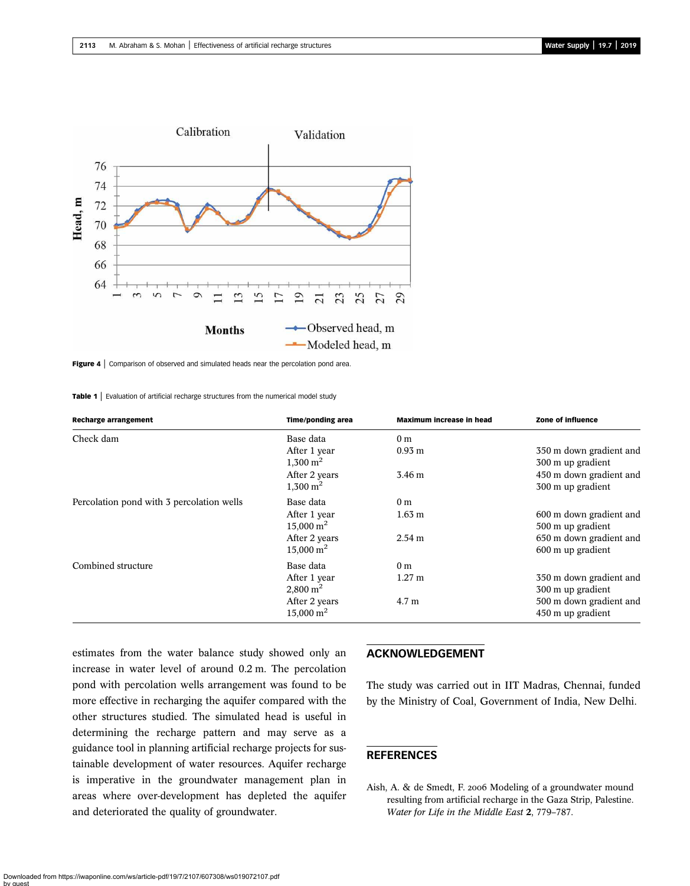Calibration

Validation

76

74

72

70

68

66

64

Head, m

1 3 5 7 9 11 13 15 17 19 21 23 25 27 29

Months

Observed head, m

Modeled head, m

**Figure 4** | Comparison of observed and simulated heads near the percolation pond area.

**Table 1** | Evaluation of artificial recharge structures from the numerical model study

| Recharge arrangement | Time/ponding area | Maximum increase in head | Zone of influence |
|---|---|---|---|
| Check dam | Base data | 0 m | |
| | After 1 year 1,300 m$^2$ | 0.93 m | 350 m down gradient and 300 m up gradient |
| | After 2 years 1,300 m$^2$ | 3.46 m | 450 m down gradient and 300 m up gradient |
| Percolation pond with 3 percolation wells | Base data | 0 m | |
| | After 1 year 15,000 m$^2$ | 1.63 m | 600 m down gradient and 500 m up gradient |
| | After 2 years 15,000 m$^2$ | 2.54 m | 650 m down gradient and 600 m up gradient |
| Combined structure | Base data | 0 m | |
| | After 1 year 2,800 m$^2$ | 1.27 m | 350 m down gradient and 300 m up gradient |
| | After 2 years 15,000 m$^2$ | 4.7 m | 500 m down gradient and 450 m up gradient |

estimates from the water balance study showed only an increase in water level of around 0.2 m. The percolation pond with percolation wells arrangement was found to be more effective in recharging the aquifer compared with the other structures studied. The simulated head is useful in determining the recharge pattern and may serve as a guidance tool in planning artificial recharge projects for sustainable development of water resources. Aquifer recharge is imperative in the groundwater management plan in areas where over-development has depleted the aquifer and deteriorated the quality of groundwater.

## ACKNOWLEDGEMENT

The study was carried out in IIT Madras, Chennai, funded by the Ministry of Coal, Government of India, New Delhi.

## REFERENCES

Aish, A. & de Smedt, F. 2006 Modeling of a groundwater mound resulting from artificial recharge in the Gaza Strip, Palestine. *Water for Life in the Middle East* **2**, 779–787.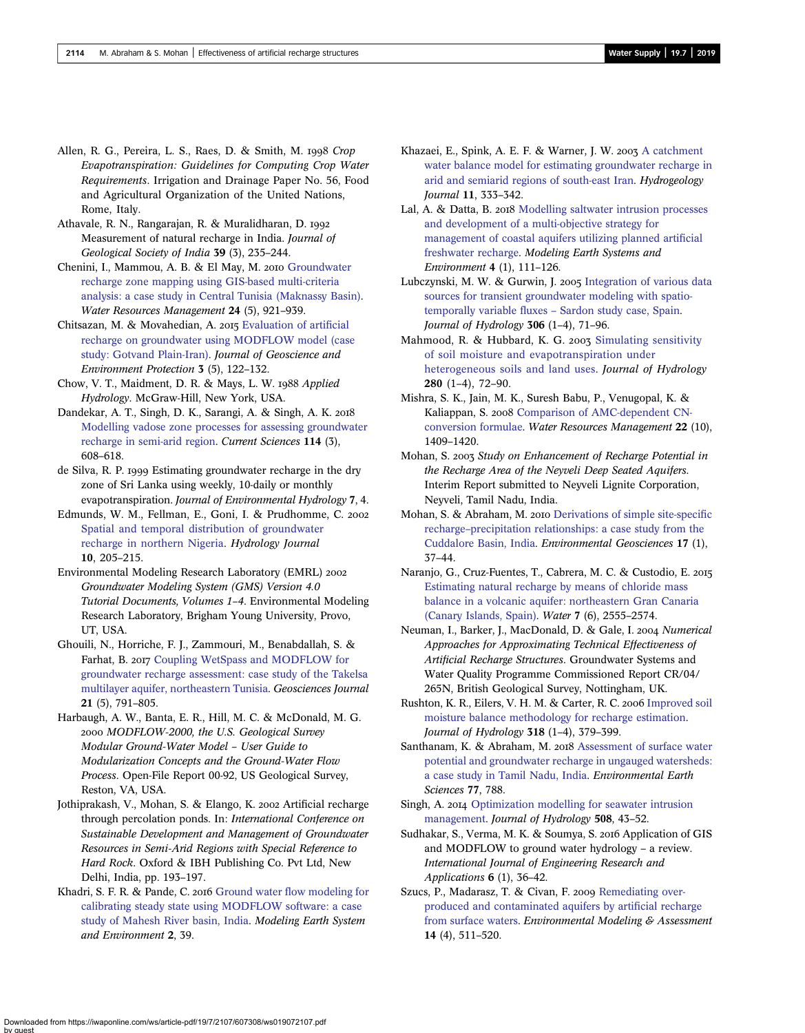Allen, R. G., Pereira, L. S., Raes, D. & Smith, M. 1998 *Crop Evapotranspiration: Guidelines for Computing Crop Water Requirements*. Irrigation and Drainage Paper No. 56, Food and Agricultural Organization of the United Nations, Rome, Italy.

Athavale, R. N., Rangarajan, R. & Muralidharan, D. 1992 Measurement of natural recharge in India. *Journal of Geological Society of India* **39** (3), 235–244.

Chenini, I., Mammou, A. B. & El May, M. 2010 Groundwater recharge zone mapping using GIS-based multi-criteria analysis: a case study in Central Tunisia (Maknassy Basin). *Water Resources Management* **24** (5), 921–939.

Chitsazan, M. & Movahedian, A. 2015 Evaluation of artificial recharge on groundwater using MODFLOW model (case study: Gotvand Plain-Iran). *Journal of Geoscience and Environment Protection* **3** (5), 122–132.

Chow, V. T., Maidment, D. R. & Mays, L. W. 1988 *Applied Hydrology*. McGraw-Hill, New York, USA.

Dandekar, A. T., Singh, D. K., Sarangi, A. & Singh, A. K. 2018 Modelling vadose zone processes for assessing groundwater recharge in semi-arid region. *Current Sciences* **114** (3), 608–618.

de Silva, R. P. 1999 Estimating groundwater recharge in the dry zone of Sri Lanka using weekly, 10-daily or monthly evapotranspiration. *Journal of Environmental Hydrology* **7**, 4.

Edmunds, W. M., Fellman, E., Goni, I. & Prudhomme, C. 2002 Spatial and temporal distribution of groundwater recharge in northern Nigeria. *Hydrology Journal* **10**, 205–215.

Environmental Modeling Research Laboratory (EMRL) 2002 *Groundwater Modeling System (GMS) Version 4.0 Tutorial Documents, Volumes 1–4*. Environmental Modeling Research Laboratory, Brigham Young University, Provo, UT, USA.

Ghouili, N., Horriche, F. J., Zammouri, M., Benabdallah, S. & Farhat, B. 2017 Coupling WetSpass and MODFLOW for groundwater recharge assessment: case study of the Takelsa multilayer aquifer, northeastern Tunisia. *Geosciences Journal* **21** (5), 791–805.

Harbaugh, A. W., Banta, E. R., Hill, M. C. & McDonald, M. G. 2000 *MODFLOW-2000, the U.S. Geological Survey Modular Ground-Water Model – User Guide to Modularization Concepts and the Ground-Water Flow Process*. Open-File Report 00-92, US Geological Survey, Reston, VA, USA.

Jothiprakash, V., Mohan, S. & Elango, K. 2002 Artificial recharge through percolation ponds. In: *International Conference on Sustainable Development and Management of Groundwater Resources in Semi-Arid Regions with Special Reference to Hard Rock*. Oxford & IBH Publishing Co. Pvt Ltd, New Delhi, India, pp. 193–197.

Khadri, S. F. R. & Pande, C. 2016 Ground water flow modeling for calibrating steady state using MODFLOW software: a case study of Mahesh River basin, India. *Modeling Earth System and Environment* **2**, 39.

Khazaei, E., Spink, A. E. F. & Warner, J. W. 2003 A catchment water balance model for estimating groundwater recharge in arid and semiarid regions of south-east Iran. *Hydrogeology Journal* **11**, 333–342.

Lal, A. & Datta, B. 2018 Modelling saltwater intrusion processes and development of a multi-objective strategy for management of coastal aquifers utilizing planned artificial freshwater recharge. *Modeling Earth Systems and Environment* **4** (1), 111–126.

Lubczynski, M. W. & Gurwin, J. 2005 Integration of various data sources for transient groundwater modeling with spatio-temporally variable fluxes – Sardon study case, Spain. *Journal of Hydrology* **306** (1–4), 71–96.

Mahmood, R. & Hubbard, K. G. 2003 Simulating sensitivity of soil moisture and evapotranspiration under heterogeneous soils and land uses. *Journal of Hydrology* **280** (1–4), 72–90.

Mishra, S. K., Jain, M. K., Suresh Babu, P., Venugopal, K. & Kaliappan, S. 2008 Comparison of AMC-dependent CN-conversion formulae. *Water Resources Management* **22** (10), 1409–1420.

Mohan, S. 2003 *Study on Enhancement of Recharge Potential in the Recharge Area of the Neyveli Deep Seated Aquifers*. Interim Report submitted to Neyveli Lignite Corporation, Neyveli, Tamil Nadu, India.

Mohan, S. & Abraham, M. 2010 Derivations of simple site-specific recharge–precipitation relationships: a case study from the Cuddalore Basin, India. *Environmental Geosciences* **17** (1), 37–44.

Naranjo, G., Cruz-Fuentes, T., Cabrera, M. C. & Custodio, E. 2015 Estimating natural recharge by means of chloride mass balance in a volcanic aquifer: northeastern Gran Canaria (Canary Islands, Spain). *Water* **7** (6), 2555–2574.

Neuman, I., Barker, J., MacDonald, D. & Gale, I. 2004 *Numerical Approaches for Approximating Technical Effectiveness of Artificial Recharge Structures*. Groundwater Systems and Water Quality Programme Commissioned Report CR/04/265N, British Geological Survey, Nottingham, UK.

Rushton, K. R., Eilers, V. H. M. & Carter, R. C. 2006 Improved soil moisture balance methodology for recharge estimation. *Journal of Hydrology* **318** (1–4), 379–399.

Santhanam, K. & Abraham, M. 2018 Assessment of surface water potential and groundwater recharge in ungauged watersheds: a case study in Tamil Nadu, India. *Environmental Earth Sciences* **77**, 788.

Singh, A. 2014 Optimization modelling for seawater intrusion management. *Journal of Hydrology* **508**, 43–52.

Sudhakar, S., Verma, M. K. & Soumya, S. 2016 Application of GIS and MODFLOW to ground water hydrology – a review. *International Journal of Engineering Research and Applications* **6** (1), 36–42.

Szucs, P., Madarasz, T. & Civan, F. 2009 Remediating over-produced and contaminated aquifers by artificial recharge from surface waters. *Environmental Modeling & Assessment* **14** (4), 511–520.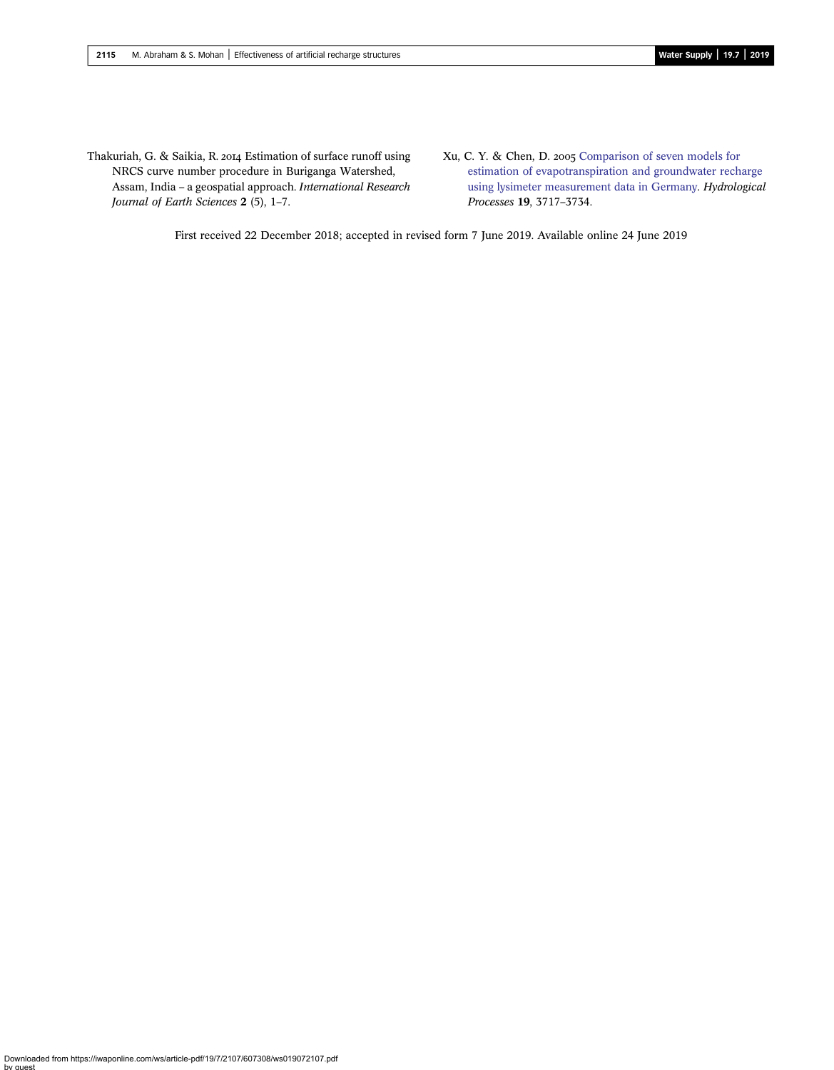Thakuriah, G. & Saikia, R. 2014 Estimation of surface runoff using NRCS curve number procedure in Buriganga Watershed, Assam, India – a geospatial approach. *International Research Journal of Earth Sciences* **2** (5), 1–7.

Xu, C. Y. & Chen, D. 2005 Comparison of seven models for estimation of evapotranspiration and groundwater recharge using lysimeter measurement data in Germany. *Hydrological Processes* **19**, 3717–3734.

First received 22 December 2018; accepted in revised form 7 June 2019. Available online 24 June 2019